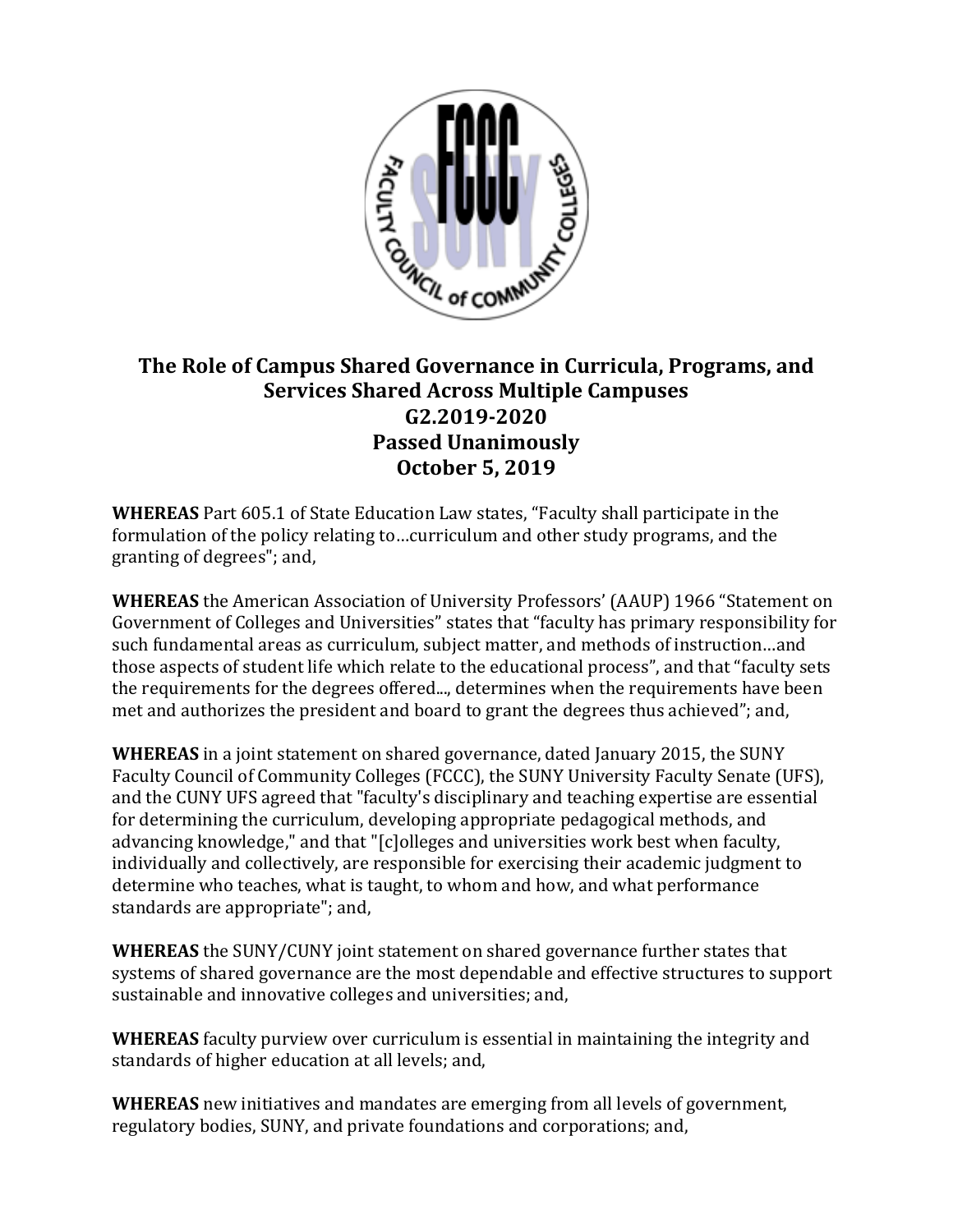# The Role of Campus Shared Governance in Curricula, Programs, and Services Shared Across Multiple Campuses

**G2.2019-2020**

**Passed Unanimously**

**October 5, 2019**

**WHEREAS** Part 605.1 of State Education Law states, "Faculty shall participate in the formulation of the policy relating to…curriculum and other study programs, and the granting of degrees"; and,

**WHEREAS** the American Association of University Professors' (AAUP) 1966 "Statement on Government of Colleges and Universities" states that "faculty has primary responsibility for such fundamental areas as curriculum, subject matter, and methods of instruction…and those aspects of student life which relate to the educational process", and that "faculty sets the requirements for the degrees offered..., determines when the requirements have been met and authorizes the president and board to grant the degrees thus achieved"; and,

**WHEREAS** in a joint statement on shared governance, dated January 2015, the SUNY Faculty Council of Community Colleges (FCCC), the SUNY University Faculty Senate (UFS), and the CUNY UFS agreed that "faculty's disciplinary and teaching expertise are essential for determining the curriculum, developing appropriate pedagogical methods, and advancing knowledge," and that "[c]olleges and universities work best when faculty, individually and collectively, are responsible for exercising their academic judgment to determine who teaches, what is taught, to whom and how, and what performance standards are appropriate"; and,

**WHEREAS** the SUNY/CUNY joint statement on shared governance further states that systems of shared governance are the most dependable and effective structures to support sustainable and innovative colleges and universities; and,

**WHEREAS** faculty purview over curriculum is essential in maintaining the integrity and standards of higher education at all levels; and,

**WHEREAS** new initiatives and mandates are emerging from all levels of government, regulatory bodies, SUNY, and private foundations and corporations; and,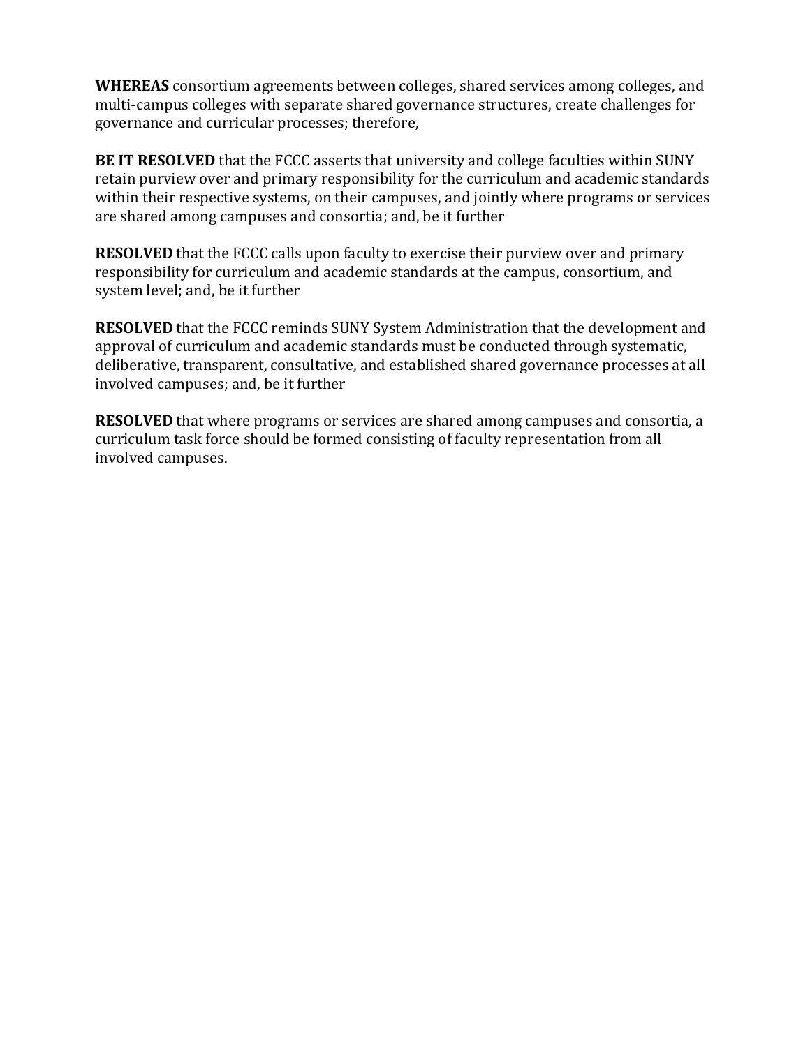**WHEREAS** consortium agreements between colleges, shared services among colleges, and multi-campus colleges with separate shared governance structures, create challenges for governance and curricular processes; therefore,

**BE IT RESOLVED** that the FCCC asserts that university and college faculties within SUNY retain purview over and primary responsibility for the curriculum and academic standards within their respective systems, on their campuses, and jointly where programs or services are shared among campuses and consortia; and, be it further

**RESOLVED** that the FCCC calls upon faculty to exercise their purview over and primary responsibility for curriculum and academic standards at the campus, consortium, and system level; and, be it further

**RESOLVED** that the FCCC reminds SUNY System Administration that the development and approval of curriculum and academic standards must be conducted through systematic, deliberative, transparent, consultative, and established shared governance processes at all involved campuses; and, be it further

**RESOLVED** that where programs or services are shared among campuses and consortia, a curriculum task force should be formed consisting of faculty representation from all involved campuses.